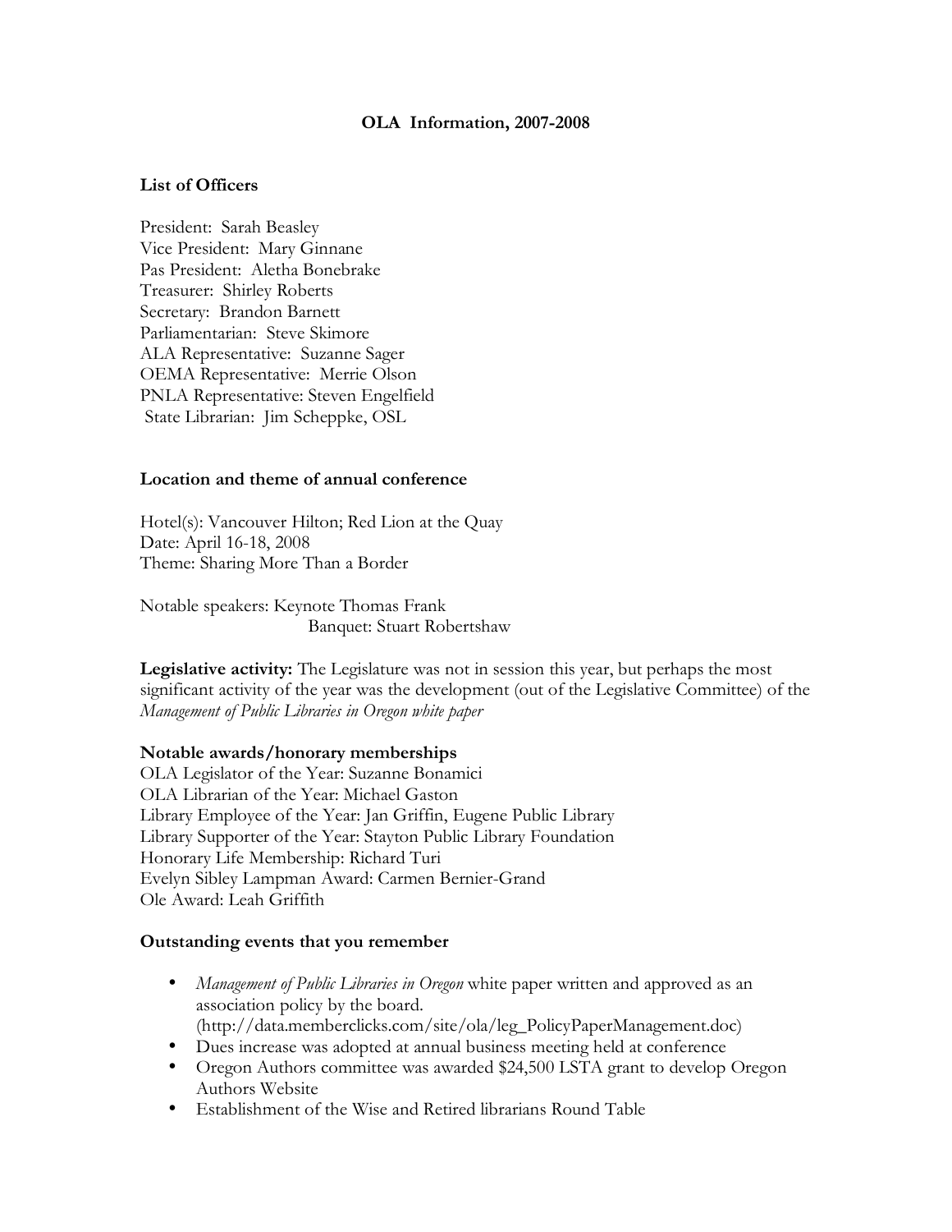# OLA Information, 2007-2008

## List of Officers

President: Sarah Beasley
Vice President: Mary Ginnane
Pas President: Aletha Bonebrake
Treasurer: Shirley Roberts
Secretary: Brandon Barnett
Parliamentarian: Steve Skimore
ALA Representative: Suzanne Sager
OEMA Representative: Merrie Olson
PNLA Representative: Steven Engelfield
State Librarian: Jim Scheppke, OSL

## Location and theme of annual conference

Hotel(s): Vancouver Hilton; Red Lion at the Quay
Date: April 16-18, 2008
Theme: Sharing More Than a Border

Notable speakers: Keynote Thomas Frank
Banquet: Stuart Robertshaw

**Legislative activity:** The Legislature was not in session this year, but perhaps the most significant activity of the year was the development (out of the Legislative Committee) of the *Management of Public Libraries in Oregon white paper*

## Notable awards/honorary memberships

OLA Legislator of the Year: Suzanne Bonamici
OLA Librarian of the Year: Michael Gaston
Library Employee of the Year: Jan Griffin, Eugene Public Library
Library Supporter of the Year: Stayton Public Library Foundation
Honorary Life Membership: Richard Turi
Evelyn Sibley Lampman Award: Carmen Bernier-Grand
Ole Award: Leah Griffith

## Outstanding events that you remember

- *Management of Public Libraries in Oregon* white paper written and approved as an association policy by the board. (http://data.memberclicks.com/site/ola/leg_PolicyPaperManagement.doc)
- Dues increase was adopted at annual business meeting held at conference
- Oregon Authors committee was awarded $24,500 LSTA grant to develop Oregon Authors Website
- Establishment of the Wise and Retired librarians Round Table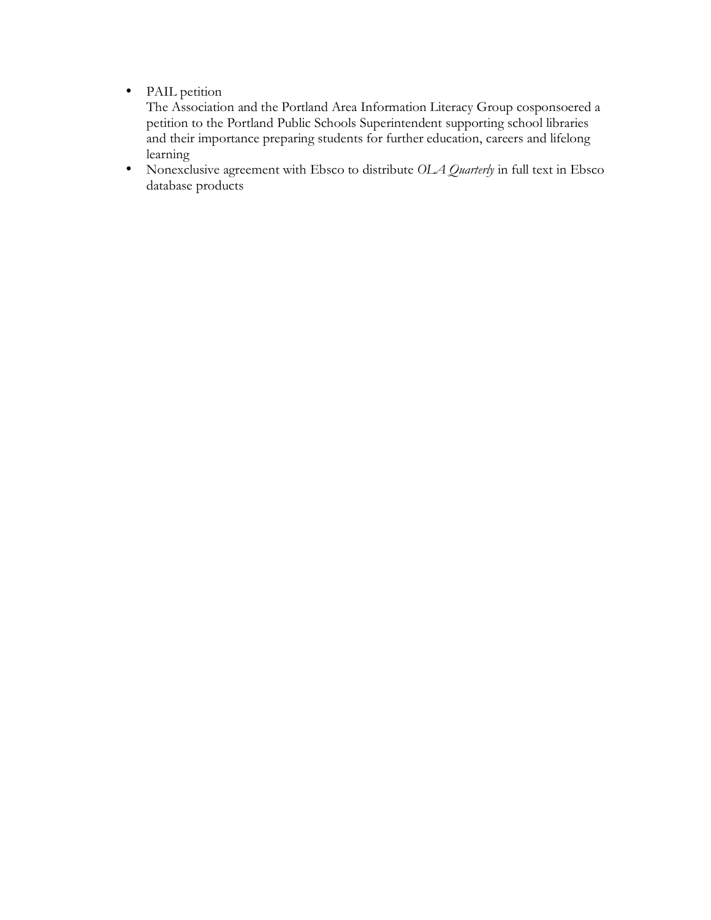- PAIL petition
  The Association and the Portland Area Information Literacy Group cosponsoered a petition to the Portland Public Schools Superintendent supporting school libraries and their importance preparing students for further education, careers and lifelong learning
- Nonexclusive agreement with Ebsco to distribute *OLA Quarterly* in full text in Ebsco database products